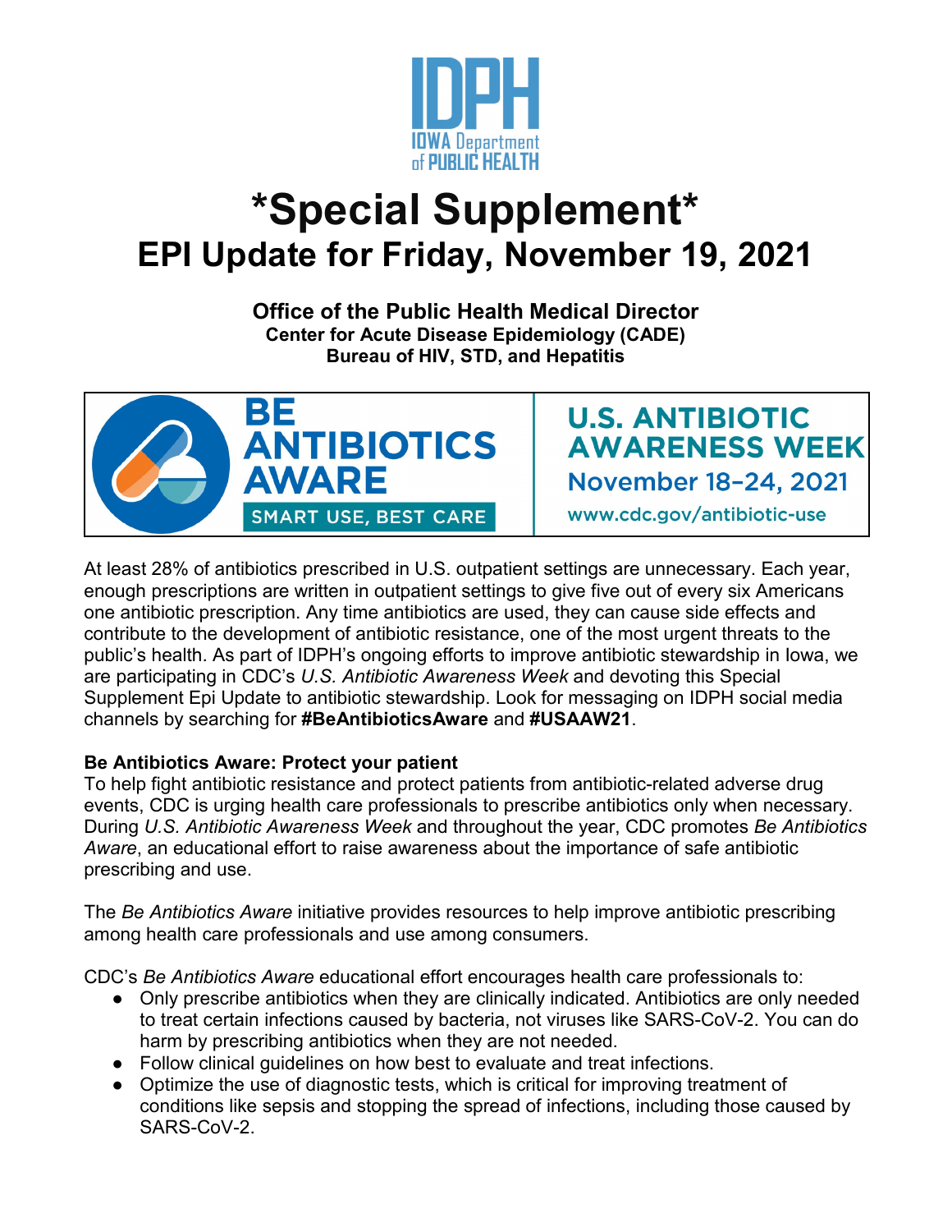IDPH
IOWA Department of PUBLIC HEALTH

# *Special Supplement*

## EPI Update for Friday, November 19, 2021

**Office of the Public Health Medical Director**
**Center for Acute Disease Epidemiology (CADE)**
**Bureau of HIV, STD, and Hepatitis**

BE ANTIBIOTICS AWARE
SMART USE, BEST CARE

U.S. ANTIBIOTIC AWARENESS WEEK
November 18–24, 2021
www.cdc.gov/antibiotic-use

At least 28% of antibiotics prescribed in U.S. outpatient settings are unnecessary. Each year, enough prescriptions are written in outpatient settings to give five out of every six Americans one antibiotic prescription. Any time antibiotics are used, they can cause side effects and contribute to the development of antibiotic resistance, one of the most urgent threats to the public's health. As part of IDPH's ongoing efforts to improve antibiotic stewardship in Iowa, we are participating in CDC's *U.S. Antibiotic Awareness Week* and devoting this Special Supplement Epi Update to antibiotic stewardship. Look for messaging on IDPH social media channels by searching for **#BeAntibioticsAware** and **#USAAW21**.

**Be Antibiotics Aware: Protect your patient**

To help fight antibiotic resistance and protect patients from antibiotic-related adverse drug events, CDC is urging health care professionals to prescribe antibiotics only when necessary. During *U.S. Antibiotic Awareness Week* and throughout the year, CDC promotes *Be Antibiotics Aware*, an educational effort to raise awareness about the importance of safe antibiotic prescribing and use.

The *Be Antibiotics Aware* initiative provides resources to help improve antibiotic prescribing among health care professionals and use among consumers.

CDC's *Be Antibiotics Aware* educational effort encourages health care professionals to:

- Only prescribe antibiotics when they are clinically indicated. Antibiotics are only needed to treat certain infections caused by bacteria, not viruses like SARS-CoV-2. You can do harm by prescribing antibiotics when they are not needed.
- Follow clinical guidelines on how best to evaluate and treat infections.
- Optimize the use of diagnostic tests, which is critical for improving treatment of conditions like sepsis and stopping the spread of infections, including those caused by SARS-CoV-2.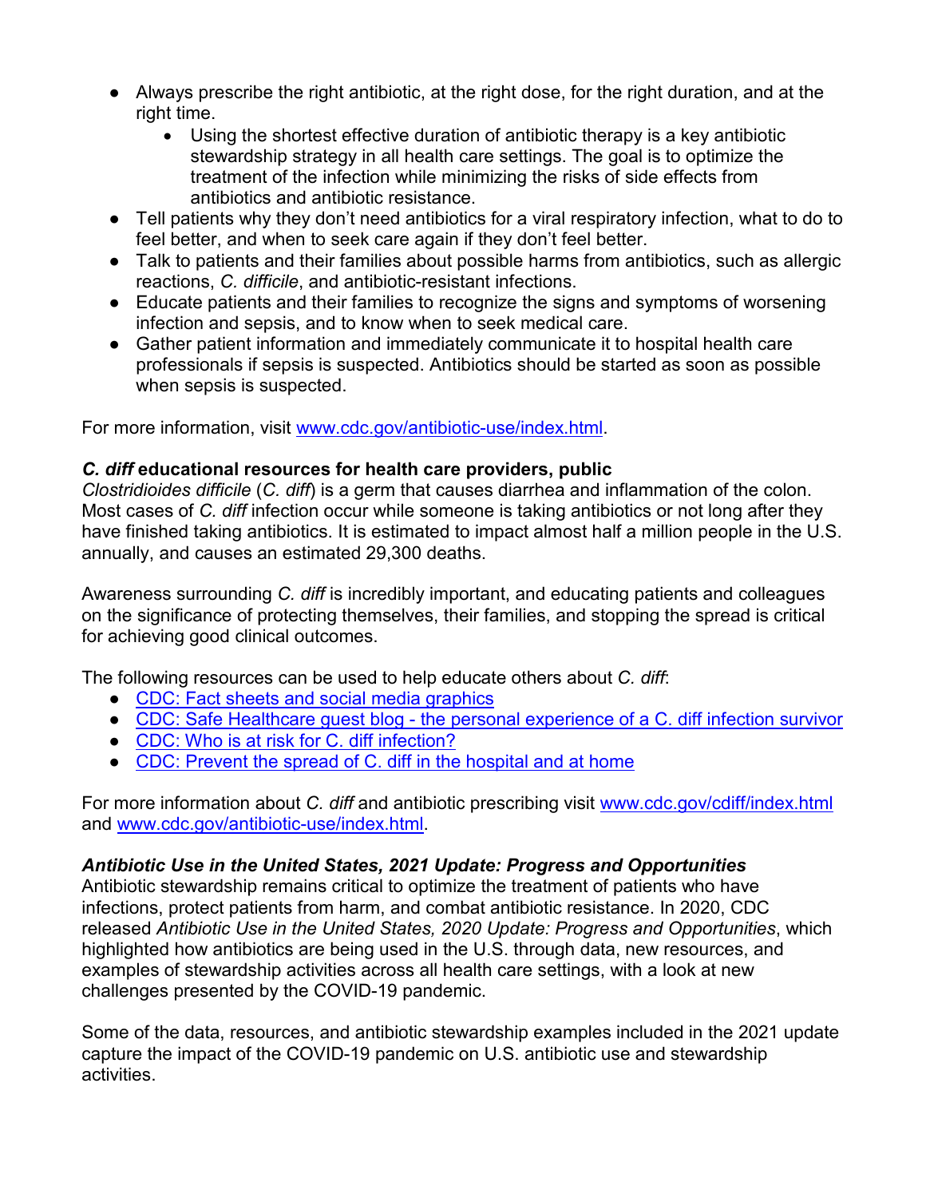- Always prescribe the right antibiotic, at the right dose, for the right duration, and at the right time.
  - Using the shortest effective duration of antibiotic therapy is a key antibiotic stewardship strategy in all health care settings. The goal is to optimize the treatment of the infection while minimizing the risks of side effects from antibiotics and antibiotic resistance.
- Tell patients why they don't need antibiotics for a viral respiratory infection, what to do to feel better, and when to seek care again if they don't feel better.
- Talk to patients and their families about possible harms from antibiotics, such as allergic reactions, *C. difficile*, and antibiotic-resistant infections.
- Educate patients and their families to recognize the signs and symptoms of worsening infection and sepsis, and to know when to seek medical care.
- Gather patient information and immediately communicate it to hospital health care professionals if sepsis is suspected. Antibiotics should be started as soon as possible when sepsis is suspected.

For more information, visit [www.cdc.gov/antibiotic-use/index.html](www.cdc.gov/antibiotic-use/index.html).

### *C. diff* educational resources for health care providers, public

*Clostridioides difficile* (*C. diff*) is a germ that causes diarrhea and inflammation of the colon. Most cases of *C. diff* infection occur while someone is taking antibiotics or not long after they have finished taking antibiotics. It is estimated to impact almost half a million people in the U.S. annually, and causes an estimated 29,300 deaths.

Awareness surrounding *C. diff* is incredibly important, and educating patients and colleagues on the significance of protecting themselves, their families, and stopping the spread is critical for achieving good clinical outcomes.

The following resources can be used to help educate others about *C. diff*:

- CDC: Fact sheets and social media graphics
- CDC: Safe Healthcare guest blog - the personal experience of a C. diff infection survivor
- CDC: Who is at risk for C. diff infection?
- CDC: Prevent the spread of C. diff in the hospital and at home

For more information about *C. diff* and antibiotic prescribing visit [www.cdc.gov/cdiff/index.html](www.cdc.gov/cdiff/index.html) and [www.cdc.gov/antibiotic-use/index.html](www.cdc.gov/antibiotic-use/index.html).

### *Antibiotic Use in the United States, 2021 Update: Progress and Opportunities*

Antibiotic stewardship remains critical to optimize the treatment of patients who have infections, protect patients from harm, and combat antibiotic resistance. In 2020, CDC released *Antibiotic Use in the United States, 2020 Update: Progress and Opportunities*, which highlighted how antibiotics are being used in the U.S. through data, new resources, and examples of stewardship activities across all health care settings, with a look at new challenges presented by the COVID-19 pandemic.

Some of the data, resources, and antibiotic stewardship examples included in the 2021 update capture the impact of the COVID-19 pandemic on U.S. antibiotic use and stewardship activities.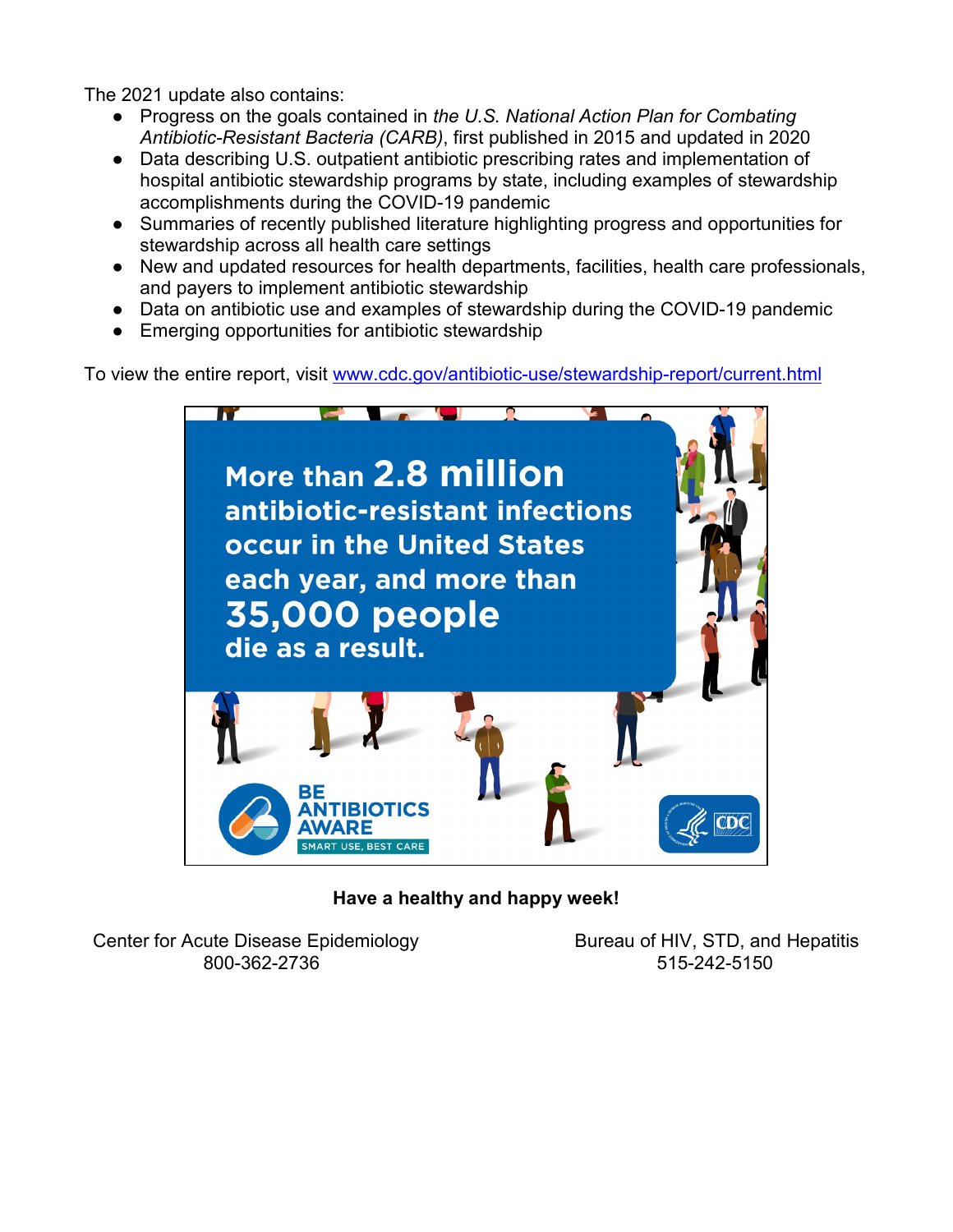The 2021 update also contains:

- Progress on the goals contained in *the U.S. National Action Plan for Combating Antibiotic-Resistant Bacteria (CARB)*, first published in 2015 and updated in 2020
- Data describing U.S. outpatient antibiotic prescribing rates and implementation of hospital antibiotic stewardship programs by state, including examples of stewardship accomplishments during the COVID-19 pandemic
- Summaries of recently published literature highlighting progress and opportunities for stewardship across all health care settings
- New and updated resources for health departments, facilities, health care professionals, and payers to implement antibiotic stewardship
- Data on antibiotic use and examples of stewardship during the COVID-19 pandemic
- Emerging opportunities for antibiotic stewardship

To view the entire report, visit [www.cdc.gov/antibiotic-use/stewardship-report/current.html](http://www.cdc.gov/antibiotic-use/stewardship-report/current.html)

More than 2.8 million antibiotic-resistant infections occur in the United States each year, and more than 35,000 people die as a result.

BE ANTIBIOTICS AWARE

SMART USE, BEST CARE

CDC

**Have a healthy and happy week!**

Center for Acute Disease Epidemiology
800-362-2736

Bureau of HIV, STD, and Hepatitis
515-242-5150